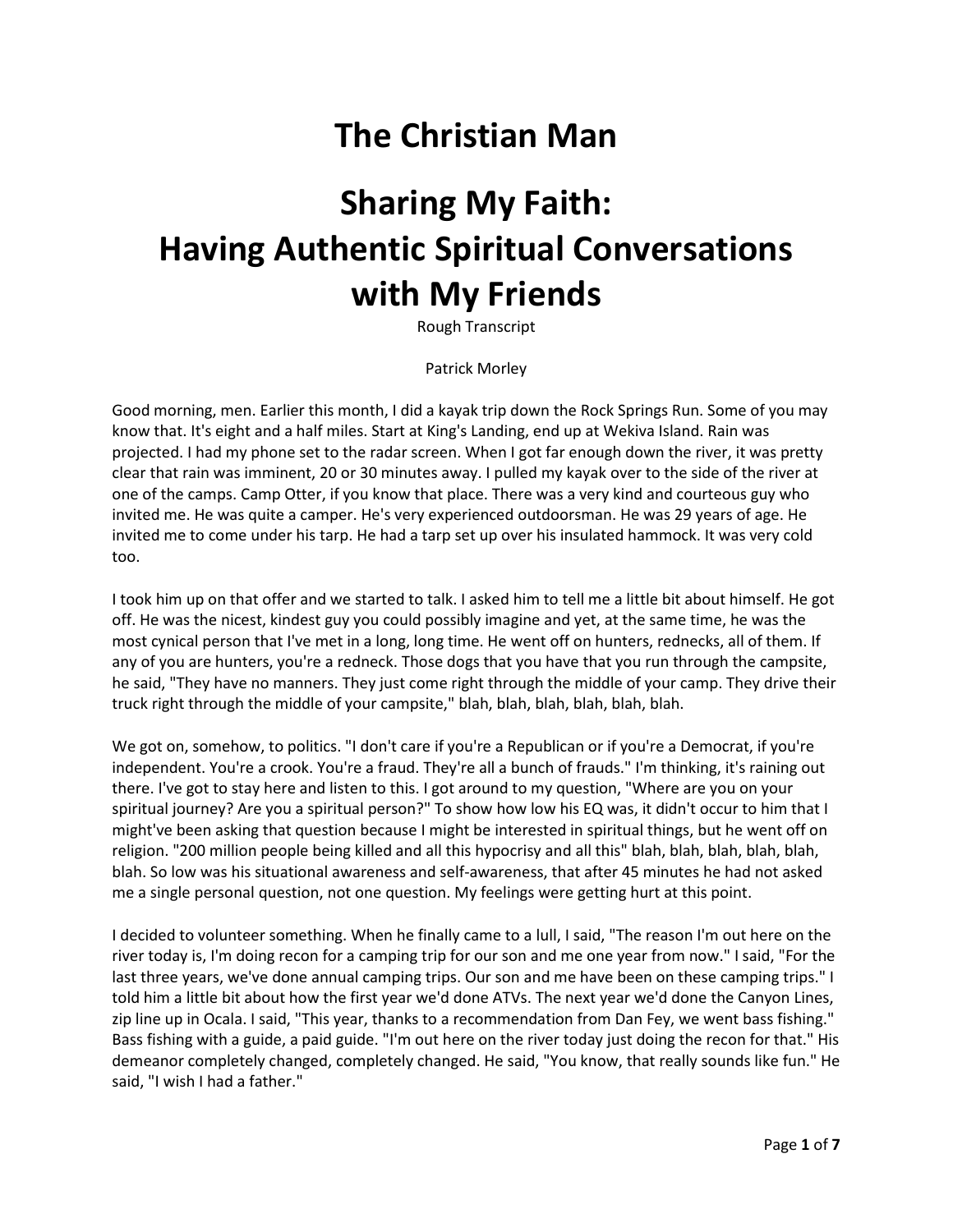# The Christian Man

# Sharing My Faith: Having Authentic Spiritual Conversations with My Friends

Rough Transcript

Patrick Morley

Good morning, men. Earlier this month, I did a kayak trip down the Rock Springs Run. Some of you may know that. It's eight and a half miles. Start at King's Landing, end up at Wekiva Island. Rain was projected. I had my phone set to the radar screen. When I got far enough down the river, it was pretty clear that rain was imminent, 20 or 30 minutes away. I pulled my kayak over to the side of the river at one of the camps. Camp Otter, if you know that place. There was a very kind and courteous guy who invited me. He was quite a camper. He's very experienced outdoorsman. He was 29 years of age. He invited me to come under his tarp. He had a tarp set up over his insulated hammock. It was very cold too.

I took him up on that offer and we started to talk. I asked him to tell me a little bit about himself. He got off. He was the nicest, kindest guy you could possibly imagine and yet, at the same time, he was the most cynical person that I've met in a long, long time. He went off on hunters, rednecks, all of them. If any of you are hunters, you're a redneck. Those dogs that you have that you run through the campsite, he said, "They have no manners. They just come right through the middle of your camp. They drive their truck right through the middle of your campsite," blah, blah, blah, blah, blah, blah.

We got on, somehow, to politics. "I don't care if you're a Republican or if you're a Democrat, if you're independent. You're a crook. You're a fraud. They're all a bunch of frauds." I'm thinking, it's raining out there. I've got to stay here and listen to this. I got around to my question, "Where are you on your spiritual journey? Are you a spiritual person?" To show how low his EQ was, it didn't occur to him that I might've been asking that question because I might be interested in spiritual things, but he went off on religion. "200 million people being killed and all this hypocrisy and all this" blah, blah, blah, blah, blah, blah. So low was his situational awareness and self-awareness, that after 45 minutes he had not asked me a single personal question, not one question. My feelings were getting hurt at this point.

I decided to volunteer something. When he finally came to a lull, I said, "The reason I'm out here on the river today is, I'm doing recon for a camping trip for our son and me one year from now." I said, "For the last three years, we've done annual camping trips. Our son and me have been on these camping trips." I told him a little bit about how the first year we'd done ATVs. The next year we'd done the Canyon Lines, zip line up in Ocala. I said, "This year, thanks to a recommendation from Dan Fey, we went bass fishing." Bass fishing with a guide, a paid guide. "I'm out here on the river today just doing the recon for that." His demeanor completely changed, completely changed. He said, "You know, that really sounds like fun." He said, "I wish I had a father."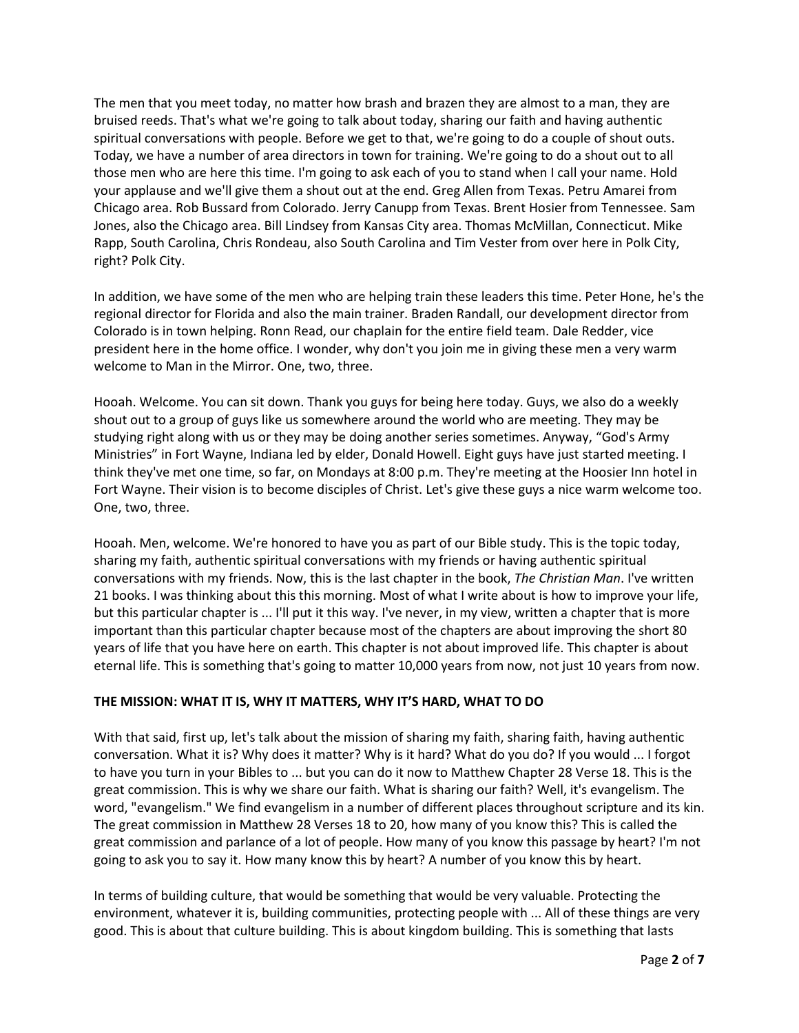The men that you meet today, no matter how brash and brazen they are almost to a man, they are bruised reeds. That's what we're going to talk about today, sharing our faith and having authentic spiritual conversations with people. Before we get to that, we're going to do a couple of shout outs. Today, we have a number of area directors in town for training. We're going to do a shout out to all those men who are here this time. I'm going to ask each of you to stand when I call your name. Hold your applause and we'll give them a shout out at the end. Greg Allen from Texas. Petru Amarei from Chicago area. Rob Bussard from Colorado. Jerry Canupp from Texas. Brent Hosier from Tennessee. Sam Jones, also the Chicago area. Bill Lindsey from Kansas City area. Thomas McMillan, Connecticut. Mike Rapp, South Carolina, Chris Rondeau, also South Carolina and Tim Vester from over here in Polk City, right? Polk City.

In addition, we have some of the men who are helping train these leaders this time. Peter Hone, he's the regional director for Florida and also the main trainer. Braden Randall, our development director from Colorado is in town helping. Ronn Read, our chaplain for the entire field team. Dale Redder, vice president here in the home office. I wonder, why don't you join me in giving these men a very warm welcome to Man in the Mirror. One, two, three.

Hooah. Welcome. You can sit down. Thank you guys for being here today. Guys, we also do a weekly shout out to a group of guys like us somewhere around the world who are meeting. They may be studying right along with us or they may be doing another series sometimes. Anyway, “God's Army Ministries” in Fort Wayne, Indiana led by elder, Donald Howell. Eight guys have just started meeting. I think they've met one time, so far, on Mondays at 8:00 p.m. They're meeting at the Hoosier Inn hotel in Fort Wayne. Their vision is to become disciples of Christ. Let's give these guys a nice warm welcome too. One, two, three.

Hooah. Men, welcome. We're honored to have you as part of our Bible study. This is the topic today, sharing my faith, authentic spiritual conversations with my friends or having authentic spiritual conversations with my friends. Now, this is the last chapter in the book, *The Christian Man*. I've written 21 books. I was thinking about this this morning. Most of what I write about is how to improve your life, but this particular chapter is ... I'll put it this way. I've never, in my view, written a chapter that is more important than this particular chapter because most of the chapters are about improving the short 80 years of life that you have here on earth. This chapter is not about improved life. This chapter is about eternal life. This is something that's going to matter 10,000 years from now, not just 10 years from now.

**THE MISSION: WHAT IT IS, WHY IT MATTERS, WHY IT’S HARD, WHAT TO DO**

With that said, first up, let's talk about the mission of sharing my faith, sharing faith, having authentic conversation. What it is? Why does it matter? Why is it hard? What do you do? If you would ... I forgot to have you turn in your Bibles to ... but you can do it now to Matthew Chapter 28 Verse 18. This is the great commission. This is why we share our faith. What is sharing our faith? Well, it's evangelism. The word, "evangelism." We find evangelism in a number of different places throughout scripture and its kin. The great commission in Matthew 28 Verses 18 to 20, how many of you know this? This is called the great commission and parlance of a lot of people. How many of you know this passage by heart? I'm not going to ask you to say it. How many know this by heart? A number of you know this by heart.

In terms of building culture, that would be something that would be very valuable. Protecting the environment, whatever it is, building communities, protecting people with ... All of these things are very good. This is about that culture building. This is about kingdom building. This is something that lasts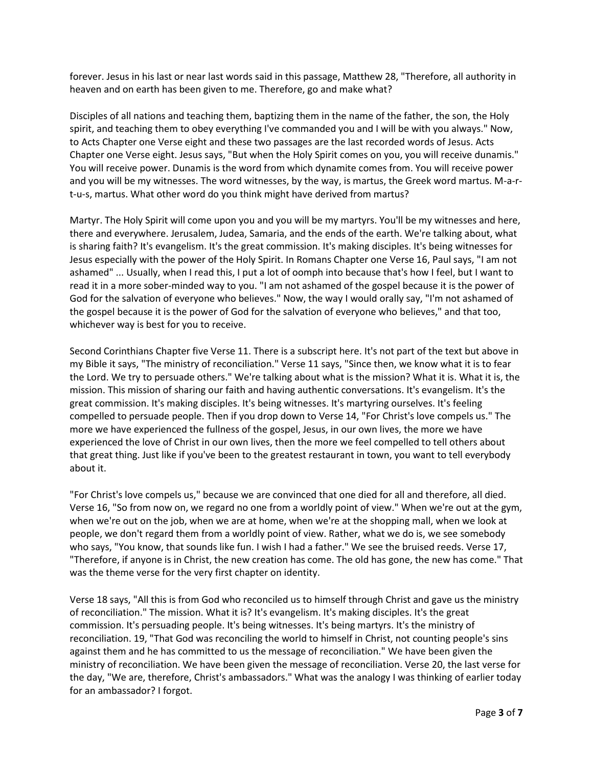forever. Jesus in his last or near last words said in this passage, Matthew 28, "Therefore, all authority in heaven and on earth has been given to me. Therefore, go and make what?

Disciples of all nations and teaching them, baptizing them in the name of the father, the son, the Holy spirit, and teaching them to obey everything I've commanded you and I will be with you always." Now, to Acts Chapter one Verse eight and these two passages are the last recorded words of Jesus. Acts Chapter one Verse eight. Jesus says, "But when the Holy Spirit comes on you, you will receive dunamis." You will receive power. Dunamis is the word from which dynamite comes from. You will receive power and you will be my witnesses. The word witnesses, by the way, is martus, the Greek word martus. M-a-r-t-u-s, martus. What other word do you think might have derived from martus?

Martyr. The Holy Spirit will come upon you and you will be my martyrs. You'll be my witnesses and here, there and everywhere. Jerusalem, Judea, Samaria, and the ends of the earth. We're talking about, what is sharing faith? It's evangelism. It's the great commission. It's making disciples. It's being witnesses for Jesus especially with the power of the Holy Spirit. In Romans Chapter one Verse 16, Paul says, "I am not ashamed" ... Usually, when I read this, I put a lot of oomph into because that's how I feel, but I want to read it in a more sober-minded way to you. "I am not ashamed of the gospel because it is the power of God for the salvation of everyone who believes." Now, the way I would orally say, "I'm not ashamed of the gospel because it is the power of God for the salvation of everyone who believes," and that too, whichever way is best for you to receive.

Second Corinthians Chapter five Verse 11. There is a subscript here. It's not part of the text but above in my Bible it says, "The ministry of reconciliation." Verse 11 says, "Since then, we know what it is to fear the Lord. We try to persuade others." We're talking about what is the mission? What it is. What it is, the mission. This mission of sharing our faith and having authentic conversations. It's evangelism. It's the great commission. It's making disciples. It's being witnesses. It's martyring ourselves. It's feeling compelled to persuade people. Then if you drop down to Verse 14, "For Christ's love compels us." The more we have experienced the fullness of the gospel, Jesus, in our own lives, the more we have experienced the love of Christ in our own lives, then the more we feel compelled to tell others about that great thing. Just like if you've been to the greatest restaurant in town, you want to tell everybody about it.

"For Christ's love compels us," because we are convinced that one died for all and therefore, all died. Verse 16, "So from now on, we regard no one from a worldly point of view." When we're out at the gym, when we're out on the job, when we are at home, when we're at the shopping mall, when we look at people, we don't regard them from a worldly point of view. Rather, what we do is, we see somebody who says, "You know, that sounds like fun. I wish I had a father." We see the bruised reeds. Verse 17, "Therefore, if anyone is in Christ, the new creation has come. The old has gone, the new has come." That was the theme verse for the very first chapter on identity.

Verse 18 says, "All this is from God who reconciled us to himself through Christ and gave us the ministry of reconciliation." The mission. What it is? It's evangelism. It's making disciples. It's the great commission. It's persuading people. It's being witnesses. It's being martyrs. It's the ministry of reconciliation. 19, "That God was reconciling the world to himself in Christ, not counting people's sins against them and he has committed to us the message of reconciliation." We have been given the ministry of reconciliation. We have been given the message of reconciliation. Verse 20, the last verse for the day, "We are, therefore, Christ's ambassadors." What was the analogy I was thinking of earlier today for an ambassador? I forgot.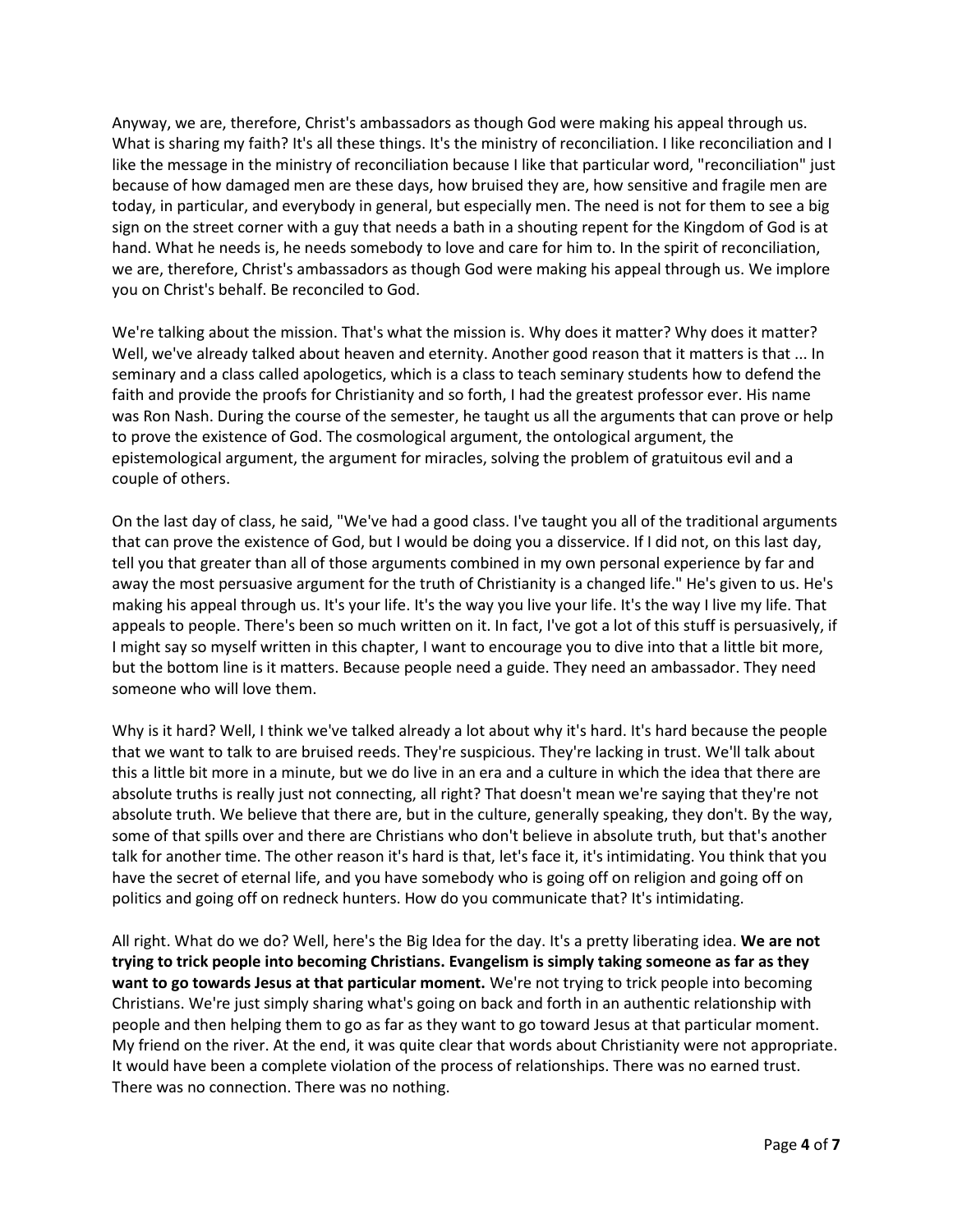Anyway, we are, therefore, Christ's ambassadors as though God were making his appeal through us. What is sharing my faith? It's all these things. It's the ministry of reconciliation. I like reconciliation and I like the message in the ministry of reconciliation because I like that particular word, "reconciliation" just because of how damaged men are these days, how bruised they are, how sensitive and fragile men are today, in particular, and everybody in general, but especially men. The need is not for them to see a big sign on the street corner with a guy that needs a bath in a shouting repent for the Kingdom of God is at hand. What he needs is, he needs somebody to love and care for him to. In the spirit of reconciliation, we are, therefore, Christ's ambassadors as though God were making his appeal through us. We implore you on Christ's behalf. Be reconciled to God.

We're talking about the mission. That's what the mission is. Why does it matter? Why does it matter? Well, we've already talked about heaven and eternity. Another good reason that it matters is that ... In seminary and a class called apologetics, which is a class to teach seminary students how to defend the faith and provide the proofs for Christianity and so forth, I had the greatest professor ever. His name was Ron Nash. During the course of the semester, he taught us all the arguments that can prove or help to prove the existence of God. The cosmological argument, the ontological argument, the epistemological argument, the argument for miracles, solving the problem of gratuitous evil and a couple of others.

On the last day of class, he said, "We've had a good class. I've taught you all of the traditional arguments that can prove the existence of God, but I would be doing you a disservice. If I did not, on this last day, tell you that greater than all of those arguments combined in my own personal experience by far and away the most persuasive argument for the truth of Christianity is a changed life." He's given to us. He's making his appeal through us. It's your life. It's the way you live your life. It's the way I live my life. That appeals to people. There's been so much written on it. In fact, I've got a lot of this stuff is persuasively, if I might say so myself written in this chapter, I want to encourage you to dive into that a little bit more, but the bottom line is it matters. Because people need a guide. They need an ambassador. They need someone who will love them.

Why is it hard? Well, I think we've talked already a lot about why it's hard. It's hard because the people that we want to talk to are bruised reeds. They're suspicious. They're lacking in trust. We'll talk about this a little bit more in a minute, but we do live in an era and a culture in which the idea that there are absolute truths is really just not connecting, all right? That doesn't mean we're saying that they're not absolute truth. We believe that there are, but in the culture, generally speaking, they don't. By the way, some of that spills over and there are Christians who don't believe in absolute truth, but that's another talk for another time. The other reason it's hard is that, let's face it, it's intimidating. You think that you have the secret of eternal life, and you have somebody who is going off on religion and going off on politics and going off on redneck hunters. How do you communicate that? It's intimidating.

All right. What do we do? Well, here's the Big Idea for the day. It's a pretty liberating idea. **We are not trying to trick people into becoming Christians. Evangelism is simply taking someone as far as they want to go towards Jesus at that particular moment.** We're not trying to trick people into becoming Christians. We're just simply sharing what's going on back and forth in an authentic relationship with people and then helping them to go as far as they want to go toward Jesus at that particular moment. My friend on the river. At the end, it was quite clear that words about Christianity were not appropriate. It would have been a complete violation of the process of relationships. There was no earned trust. There was no connection. There was no nothing.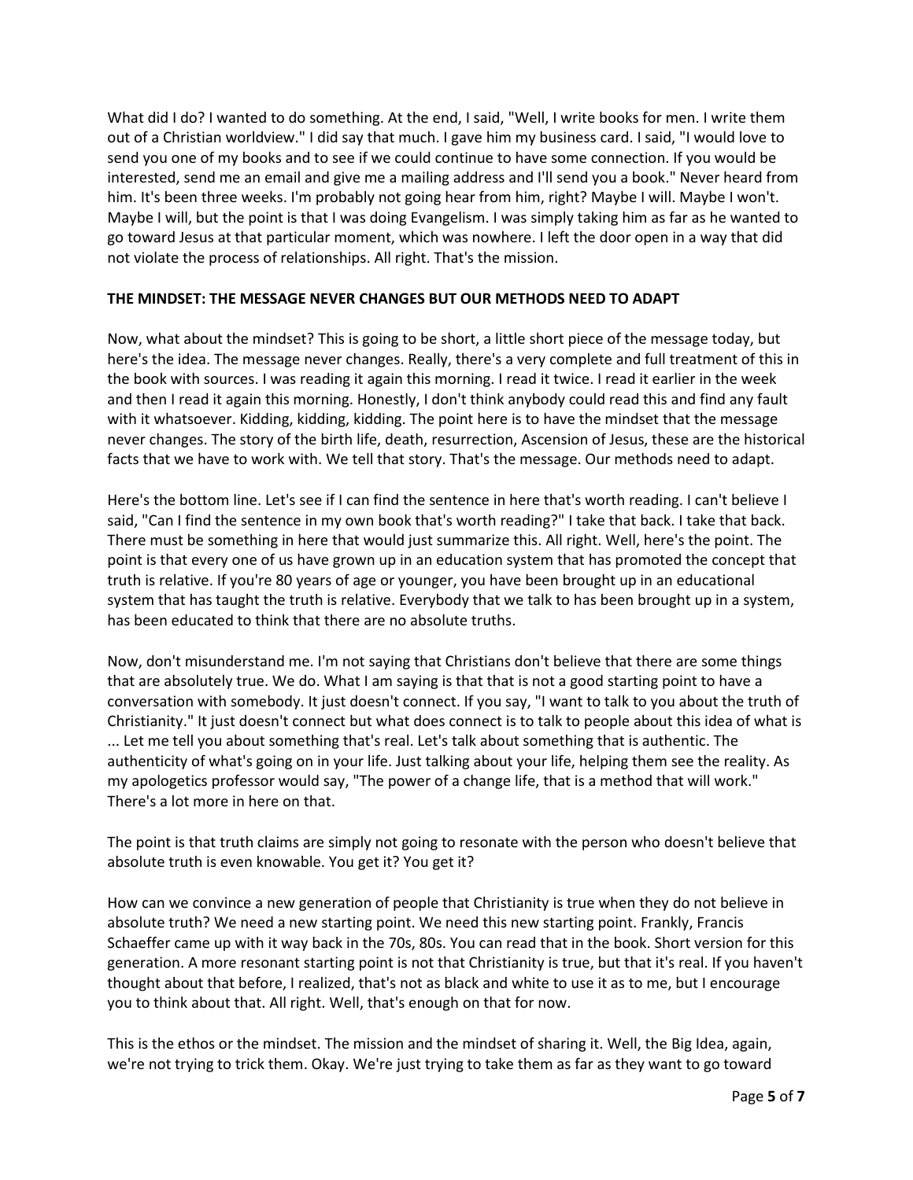What did I do? I wanted to do something. At the end, I said, "Well, I write books for men. I write them out of a Christian worldview." I did say that much. I gave him my business card. I said, "I would love to send you one of my books and to see if we could continue to have some connection. If you would be interested, send me an email and give me a mailing address and I'll send you a book." Never heard from him. It's been three weeks. I'm probably not going hear from him, right? Maybe I will. Maybe I won't. Maybe I will, but the point is that I was doing Evangelism. I was simply taking him as far as he wanted to go toward Jesus at that particular moment, which was nowhere. I left the door open in a way that did not violate the process of relationships. All right. That's the mission.

**THE MINDSET: THE MESSAGE NEVER CHANGES BUT OUR METHODS NEED TO ADAPT**

Now, what about the mindset? This is going to be short, a little short piece of the message today, but here's the idea. The message never changes. Really, there's a very complete and full treatment of this in the book with sources. I was reading it again this morning. I read it twice. I read it earlier in the week and then I read it again this morning. Honestly, I don't think anybody could read this and find any fault with it whatsoever. Kidding, kidding, kidding. The point here is to have the mindset that the message never changes. The story of the birth life, death, resurrection, Ascension of Jesus, these are the historical facts that we have to work with. We tell that story. That's the message. Our methods need to adapt.

Here's the bottom line. Let's see if I can find the sentence in here that's worth reading. I can't believe I said, "Can I find the sentence in my own book that's worth reading?" I take that back. I take that back. There must be something in here that would just summarize this. All right. Well, here's the point. The point is that every one of us have grown up in an education system that has promoted the concept that truth is relative. If you're 80 years of age or younger, you have been brought up in an educational system that has taught the truth is relative. Everybody that we talk to has been brought up in a system, has been educated to think that there are no absolute truths.

Now, don't misunderstand me. I'm not saying that Christians don't believe that there are some things that are absolutely true. We do. What I am saying is that that is not a good starting point to have a conversation with somebody. It just doesn't connect. If you say, "I want to talk to you about the truth of Christianity." It just doesn't connect but what does connect is to talk to people about this idea of what is ... Let me tell you about something that's real. Let's talk about something that is authentic. The authenticity of what's going on in your life. Just talking about your life, helping them see the reality. As my apologetics professor would say, "The power of a change life, that is a method that will work." There's a lot more in here on that.

The point is that truth claims are simply not going to resonate with the person who doesn't believe that absolute truth is even knowable. You get it? You get it?

How can we convince a new generation of people that Christianity is true when they do not believe in absolute truth? We need a new starting point. We need this new starting point. Frankly, Francis Schaeffer came up with it way back in the 70s, 80s. You can read that in the book. Short version for this generation. A more resonant starting point is not that Christianity is true, but that it's real. If you haven't thought about that before, I realized, that's not as black and white to use it as to me, but I encourage you to think about that. All right. Well, that's enough on that for now.

This is the ethos or the mindset. The mission and the mindset of sharing it. Well, the Big Idea, again, we're not trying to trick them. Okay. We're just trying to take them as far as they want to go toward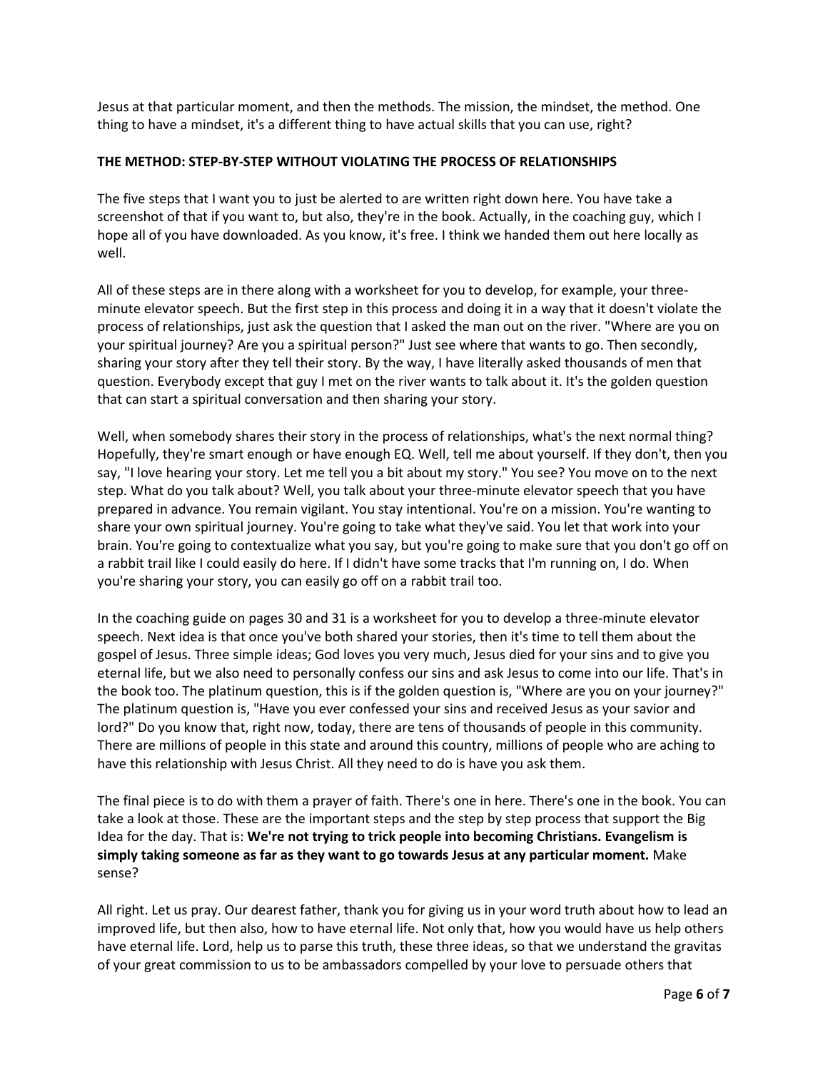Jesus at that particular moment, and then the methods. The mission, the mindset, the method. One thing to have a mindset, it's a different thing to have actual skills that you can use, right?

**THE METHOD: STEP-BY-STEP WITHOUT VIOLATING THE PROCESS OF RELATIONSHIPS**

The five steps that I want you to just be alerted to are written right down here. You have take a screenshot of that if you want to, but also, they're in the book. Actually, in the coaching guy, which I hope all of you have downloaded. As you know, it's free. I think we handed them out here locally as well.

All of these steps are in there along with a worksheet for you to develop, for example, your three-minute elevator speech. But the first step in this process and doing it in a way that it doesn't violate the process of relationships, just ask the question that I asked the man out on the river. "Where are you on your spiritual journey? Are you a spiritual person?" Just see where that wants to go. Then secondly, sharing your story after they tell their story. By the way, I have literally asked thousands of men that question. Everybody except that guy I met on the river wants to talk about it. It's the golden question that can start a spiritual conversation and then sharing your story.

Well, when somebody shares their story in the process of relationships, what's the next normal thing? Hopefully, they're smart enough or have enough EQ. Well, tell me about yourself. If they don't, then you say, "I love hearing your story. Let me tell you a bit about my story." You see? You move on to the next step. What do you talk about? Well, you talk about your three-minute elevator speech that you have prepared in advance. You remain vigilant. You stay intentional. You're on a mission. You're wanting to share your own spiritual journey. You're going to take what they've said. You let that work into your brain. You're going to contextualize what you say, but you're going to make sure that you don't go off on a rabbit trail like I could easily do here. If I didn't have some tracks that I'm running on, I do. When you're sharing your story, you can easily go off on a rabbit trail too.

In the coaching guide on pages 30 and 31 is a worksheet for you to develop a three-minute elevator speech. Next idea is that once you've both shared your stories, then it's time to tell them about the gospel of Jesus. Three simple ideas; God loves you very much, Jesus died for your sins and to give you eternal life, but we also need to personally confess our sins and ask Jesus to come into our life. That's in the book too. The platinum question, this is if the golden question is, "Where are you on your journey?" The platinum question is, "Have you ever confessed your sins and received Jesus as your savior and lord?" Do you know that, right now, today, there are tens of thousands of people in this community. There are millions of people in this state and around this country, millions of people who are aching to have this relationship with Jesus Christ. All they need to do is have you ask them.

The final piece is to do with them a prayer of faith. There's one in here. There's one in the book. You can take a look at those. These are the important steps and the step by step process that support the Big Idea for the day. That is: **We're not trying to trick people into becoming Christians. Evangelism is simply taking someone as far as they want to go towards Jesus at any particular moment.** Make sense?

All right. Let us pray. Our dearest father, thank you for giving us in your word truth about how to lead an improved life, but then also, how to have eternal life. Not only that, how you would have us help others have eternal life. Lord, help us to parse this truth, these three ideas, so that we understand the gravitas of your great commission to us to be ambassadors compelled by your love to persuade others that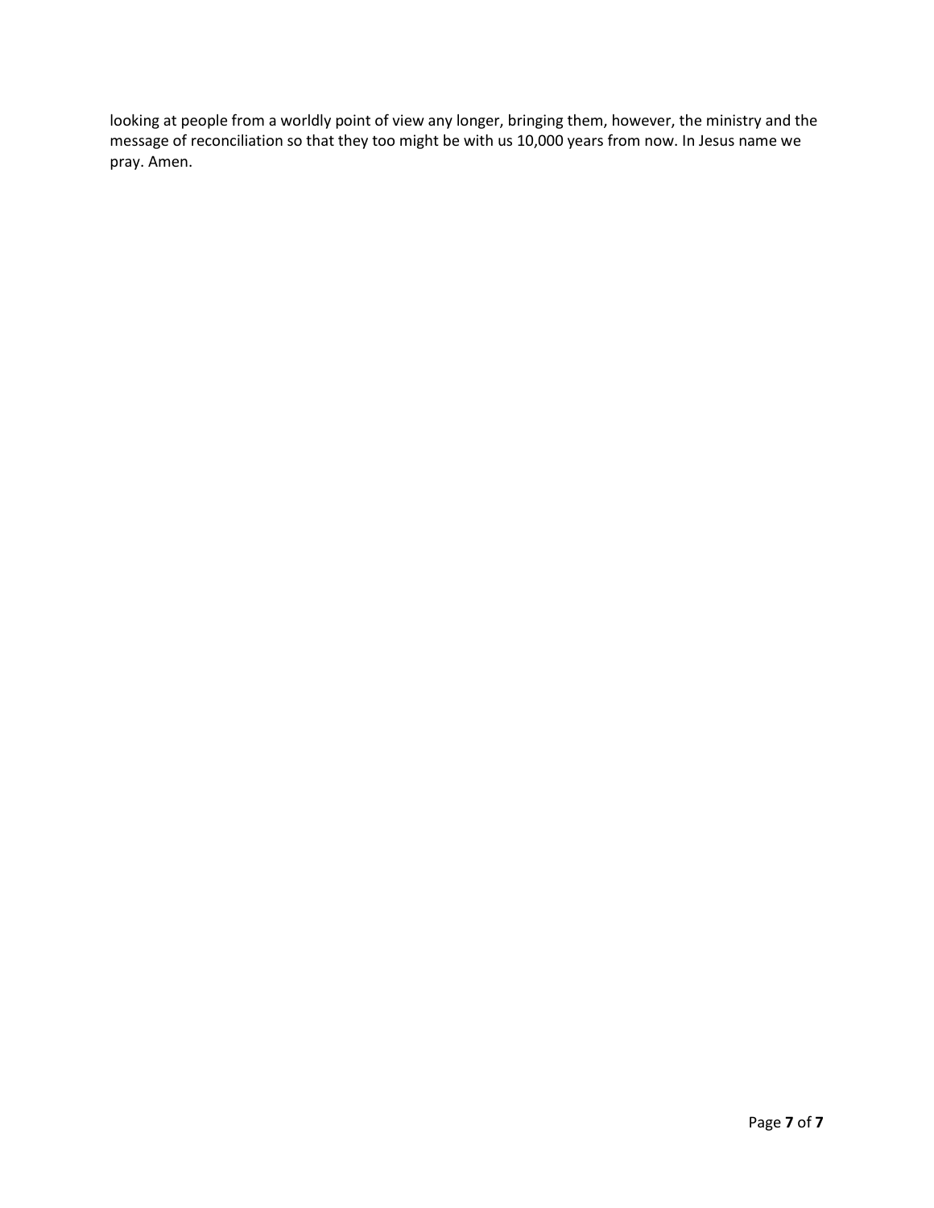looking at people from a worldly point of view any longer, bringing them, however, the ministry and the message of reconciliation so that they too might be with us 10,000 years from now. In Jesus name we pray. Amen.